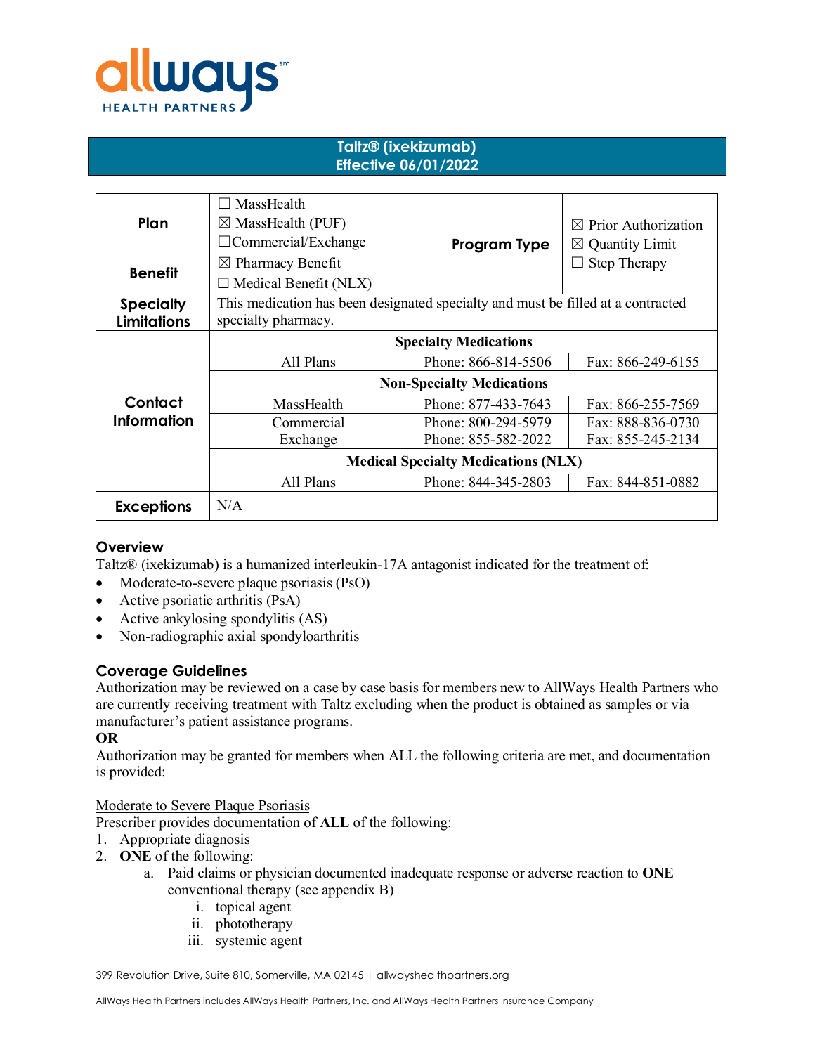# Taltz® (ixekizumab)
## Effective 06/01/2022

| | | | |
|---|---|---|---|
| **Plan** | ☐ MassHealth<br>☒ MassHealth (PUF)<br>☐Commercial/Exchange | **Program Type** | ☒ Prior Authorization<br>☒ Quantity Limit<br>☐ Step Therapy |
| **Benefit** | ☒ Pharmacy Benefit<br>☐ Medical Benefit (NLX) | | |
| **Specialty Limitations** | This medication has been designated specialty and must be filled at a contracted specialty pharmacy. | | |

| **Contact Information** | | | |
|---|---|---|---|
| | **Specialty Medications** | | |
| | All Plans | Phone: 866-814-5506 | Fax: 866-249-6155 |
| | **Non-Specialty Medications** | | |
| | MassHealth | Phone: 877-433-7643 | Fax: 866-255-7569 |
| | Commercial | Phone: 800-294-5979 | Fax: 888-836-0730 |
| | Exchange | Phone: 855-582-2022 | Fax: 855-245-2134 |
| | **Medical Specialty Medications (NLX)** | | |
| | All Plans | Phone: 844-345-2803 | Fax: 844-851-0882 |
| **Exceptions** | N/A | | |

### Overview

Taltz® (ixekizumab) is a humanized interleukin-17A antagonist indicated for the treatment of:

- Moderate-to-severe plaque psoriasis (PsO)
- Active psoriatic arthritis (PsA)
- Active ankylosing spondylitis (AS)
- Non-radiographic axial spondyloarthritis

### Coverage Guidelines

Authorization may be reviewed on a case by case basis for members new to AllWays Health Partners who are currently receiving treatment with Taltz excluding when the product is obtained as samples or via manufacturer's patient assistance programs.

**OR**

Authorization may be granted for members when ALL the following criteria are met, and documentation is provided:

<u>Moderate to Severe Plaque Psoriasis</u>

Prescriber provides documentation of **ALL** of the following:

1. Appropriate diagnosis
2. **ONE** of the following:
   a. Paid claims or physician documented inadequate response or adverse reaction to **ONE** conventional therapy (see appendix B)
      i. topical agent
      ii. phototherapy
      iii. systemic agent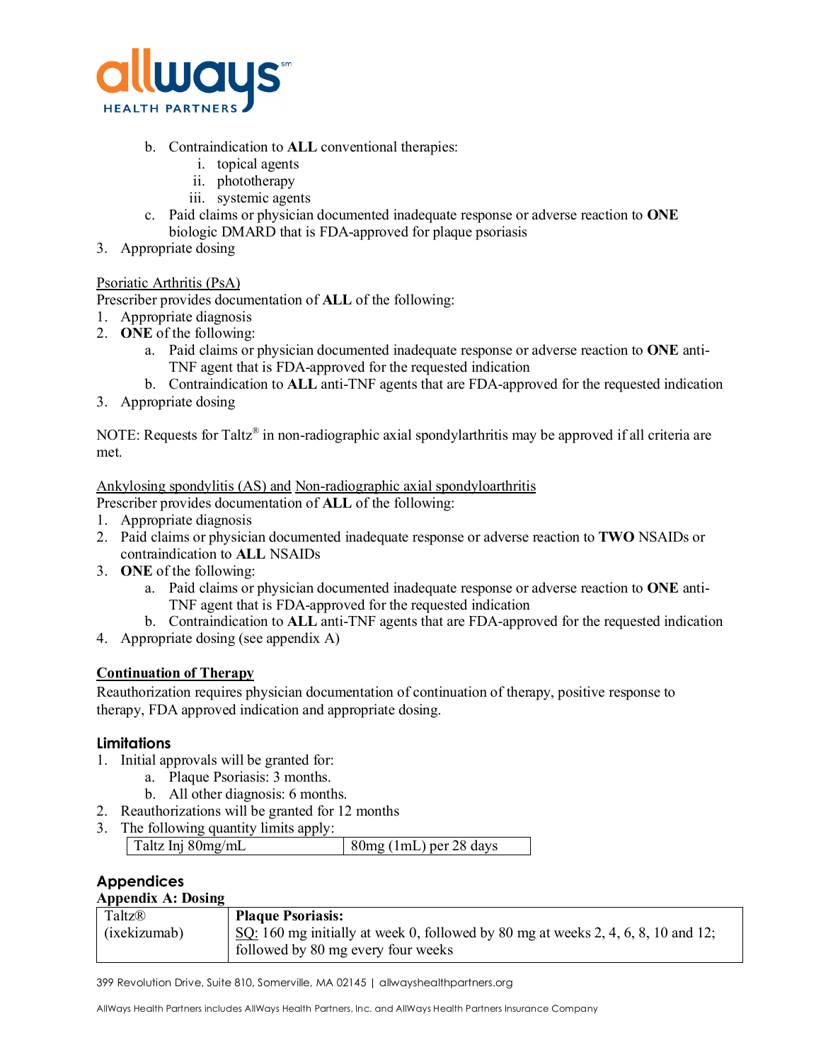b. Contraindication to **ALL** conventional therapies:
      i. topical agents
      ii. phototherapy
      iii. systemic agents
   c. Paid claims or physician documented inadequate response or adverse reaction to **ONE** biologic DMARD that is FDA-approved for plaque psoriasis
3. Appropriate dosing

<u>Psoriatic Arthritis (PsA)</u>

Prescriber provides documentation of **ALL** of the following:
1. Appropriate diagnosis
2. **ONE** of the following:
   a. Paid claims or physician documented inadequate response or adverse reaction to **ONE** anti-TNF agent that is FDA-approved for the requested indication
   b. Contraindication to **ALL** anti-TNF agents that are FDA-approved for the requested indication
3. Appropriate dosing

NOTE: Requests for Taltz® in non-radiographic axial spondylarthritis may be approved if all criteria are met.

<u>Ankylosing spondylitis (AS)</u> and <u>Non-radiographic axial spondyloarthritis</u>

Prescriber provides documentation of **ALL** of the following:
1. Appropriate diagnosis
2. Paid claims or physician documented inadequate response or adverse reaction to **TWO** NSAIDs or contraindication to **ALL** NSAIDs
3. **ONE** of the following:
   a. Paid claims or physician documented inadequate response or adverse reaction to **ONE** anti-TNF agent that is FDA-approved for the requested indication
   b. Contraindication to **ALL** anti-TNF agents that are FDA-approved for the requested indication
4. Appropriate dosing (see appendix A)

**<u>Continuation of Therapy</u>**

Reauthorization requires physician documentation of continuation of therapy, positive response to therapy, FDA approved indication and appropriate dosing.

## Limitations

1. Initial approvals will be granted for:
   a. Plaque Psoriasis: 3 months.
   b. All other diagnosis: 6 months.
2. Reauthorizations will be granted for 12 months
3. The following quantity limits apply:

| Taltz Inj 80mg/mL | 80mg (1mL) per 28 days |
|---|---|

## Appendices

**Appendix A: Dosing**

| Taltz® (ixekizumab) | **Plaque Psoriasis:** <u>SQ:</u> 160 mg initially at week 0, followed by 80 mg at weeks 2, 4, 6, 8, 10 and 12; followed by 80 mg every four weeks |
|---|---|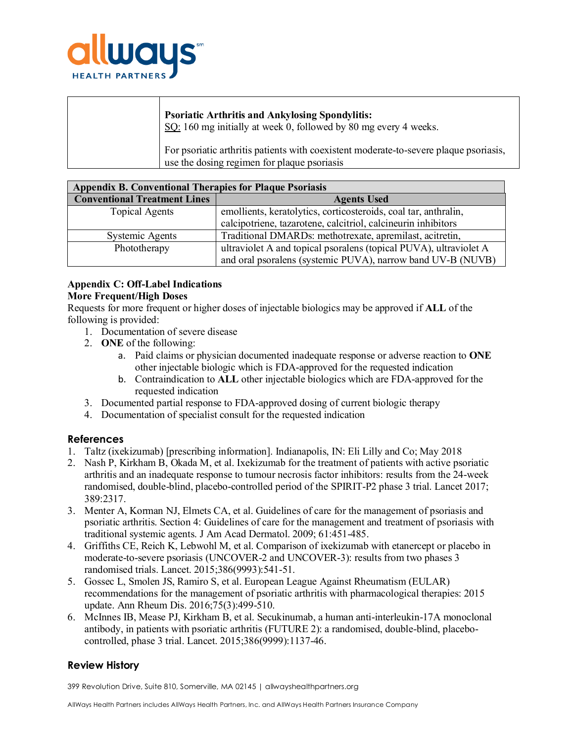| | **Psoriatic Arthritis and Ankylosing Spondylitis:**<br>SQ: 160 mg initially at week 0, followed by 80 mg every 4 weeks.<br><br>For psoriatic arthritis patients with coexistent moderate-to-severe plaque psoriasis, use the dosing regimen for plaque psoriasis |
|---|---|

| **Appendix B. Conventional Therapies for Plaque Psoriasis** | |
|---|---|
| **Conventional Treatment Lines** | **Agents Used** |
| Topical Agents | emollients, keratolytics, corticosteroids, coal tar, anthralin, calcipotriene, tazarotene, calcitriol, calcineurin inhibitors |
| Systemic Agents | Traditional DMARDs: methotrexate, apremilast, acitretin, |
| Phototherapy | ultraviolet A and topical psoralens (topical PUVA), ultraviolet A and oral psoralens (systemic PUVA), narrow band UV-B (NUVB) |

**Appendix C: Off-Label Indications**
**More Frequent/High Doses**

Requests for more frequent or higher doses of injectable biologics may be approved if **ALL** of the following is provided:

1. Documentation of severe disease
2. **ONE** of the following:
   a. Paid claims or physician documented inadequate response or adverse reaction to **ONE** other injectable biologic which is FDA-approved for the requested indication
   b. Contraindication to **ALL** other injectable biologics which are FDA-approved for the requested indication
3. Documented partial response to FDA-approved dosing of current biologic therapy
4. Documentation of specialist consult for the requested indication

## References

1. Taltz (ixekizumab) [prescribing information]. Indianapolis, IN: Eli Lilly and Co; May 2018
2. Nash P, Kirkham B, Okada M, et al. Ixekizumab for the treatment of patients with active psoriatic arthritis and an inadequate response to tumour necrosis factor inhibitors: results from the 24-week randomised, double-blind, placebo-controlled period of the SPIRIT-P2 phase 3 trial. Lancet 2017; 389:2317.
3. Menter A, Korman NJ, Elmets CA, et al. Guidelines of care for the management of psoriasis and psoriatic arthritis. Section 4: Guidelines of care for the management and treatment of psoriasis with traditional systemic agents. J Am Acad Dermatol. 2009; 61:451-485.
4. Griffiths CE, Reich K, Lebwohl M, et al. Comparison of ixekizumab with etanercept or placebo in moderate-to-severe psoriasis (UNCOVER-2 and UNCOVER-3): results from two phases 3 randomised trials. Lancet. 2015;386(9993):541-51.
5. Gossec L, Smolen JS, Ramiro S, et al. European League Against Rheumatism (EULAR) recommendations for the management of psoriatic arthritis with pharmacological therapies: 2015 update. Ann Rheum Dis. 2016;75(3):499-510.
6. McInnes IB, Mease PJ, Kirkham B, et al. Secukinumab, a human anti-interleukin-17A monoclonal antibody, in patients with psoriatic arthritis (FUTURE 2): a randomised, double-blind, placebo-controlled, phase 3 trial. Lancet. 2015;386(9999):1137-46.

## Review History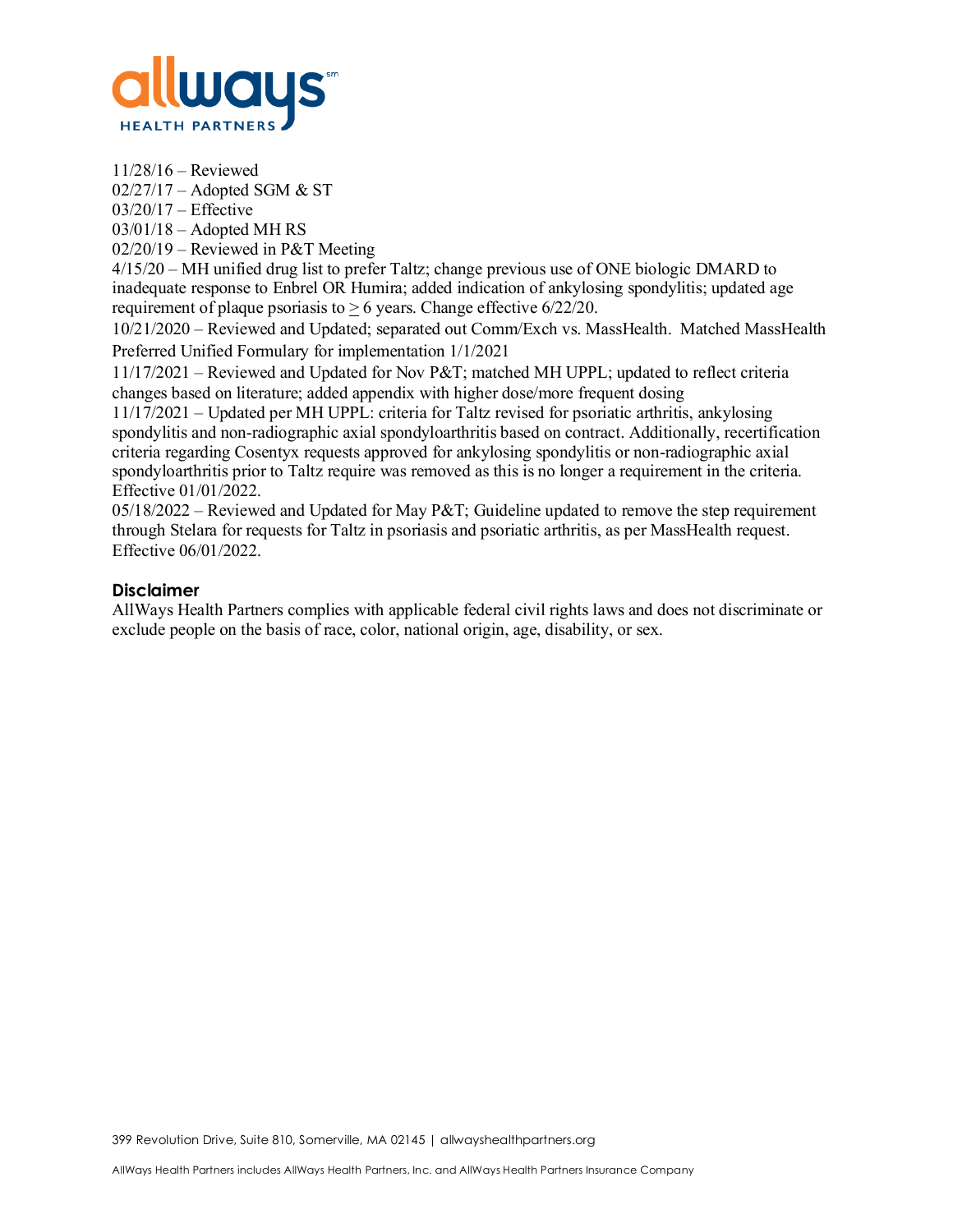11/28/16 – Reviewed
02/27/17 – Adopted SGM & ST
03/20/17 – Effective
03/01/18 – Adopted MH RS
02/20/19 – Reviewed in P&T Meeting
4/15/20 – MH unified drug list to prefer Taltz; change previous use of ONE biologic DMARD to inadequate response to Enbrel OR Humira; added indication of ankylosing spondylitis; updated age requirement of plaque psoriasis to ≥ 6 years. Change effective 6/22/20.
10/21/2020 – Reviewed and Updated; separated out Comm/Exch vs. MassHealth. Matched MassHealth Preferred Unified Formulary for implementation 1/1/2021
11/17/2021 – Reviewed and Updated for Nov P&T; matched MH UPPL; updated to reflect criteria changes based on literature; added appendix with higher dose/more frequent dosing
11/17/2021 – Updated per MH UPPL: criteria for Taltz revised for psoriatic arthritis, ankylosing spondylitis and non-radiographic axial spondyloarthritis based on contract. Additionally, recertification criteria regarding Cosentyx requests approved for ankylosing spondylitis or non-radiographic axial spondyloarthritis prior to Taltz require was removed as this is no longer a requirement in the criteria. Effective 01/01/2022.
05/18/2022 – Reviewed and Updated for May P&T; Guideline updated to remove the step requirement through Stelara for requests for Taltz in psoriasis and psoriatic arthritis, as per MassHealth request. Effective 06/01/2022.

### Disclaimer

AllWays Health Partners complies with applicable federal civil rights laws and does not discriminate or exclude people on the basis of race, color, national origin, age, disability, or sex.